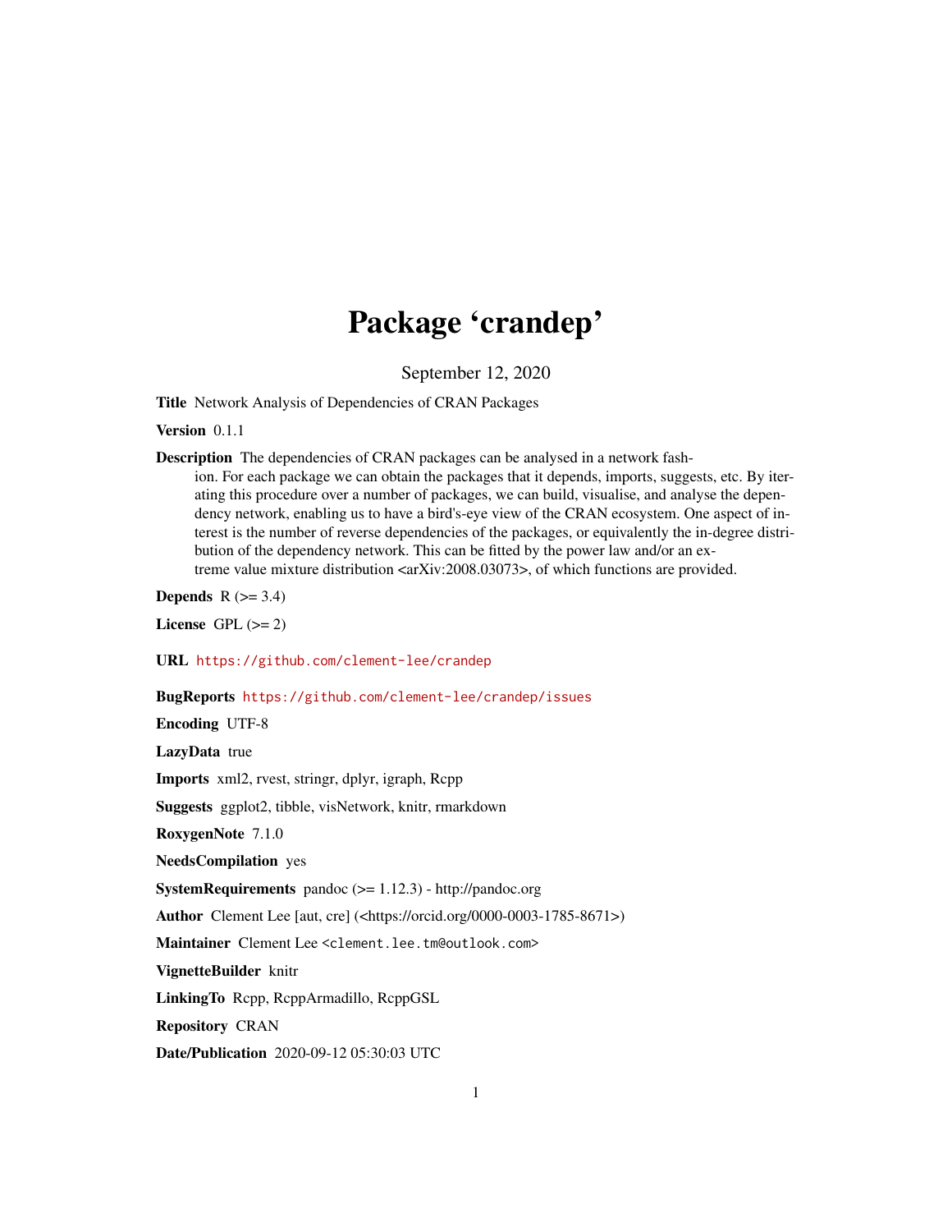# Package 'crandep'

September 12, 2020

**Title** Network Analysis of Dependencies of CRAN Packages

**Version** 0.1.1

**Description** The dependencies of CRAN packages can be analysed in a network fashion. For each package we can obtain the packages that it depends, imports, suggests, etc. By iterating this procedure over a number of packages, we can build, visualise, and analyse the dependency network, enabling us to have a bird's-eye view of the CRAN ecosystem. One aspect of interest is the number of reverse dependencies of the packages, or equivalently the in-degree distribution of the dependency network. This can be fitted by the power law and/or an extreme value mixture distribution <arXiv:2008.03073>, of which functions are provided.

**Depends** R (>= 3.4)

**License** GPL (>= 2)

**URL** https://github.com/clement-lee/crandep

**BugReports** https://github.com/clement-lee/crandep/issues

**Encoding** UTF-8

**LazyData** true

**Imports** xml2, rvest, stringr, dplyr, igraph, Rcpp

**Suggests** ggplot2, tibble, visNetwork, knitr, rmarkdown

**RoxygenNote** 7.1.0

**NeedsCompilation** yes

**SystemRequirements** pandoc (>= 1.12.3) - http://pandoc.org

**Author** Clement Lee [aut, cre] (<https://orcid.org/0000-0003-1785-8671>)

**Maintainer** Clement Lee <clement.lee.tm@outlook.com>

**VignetteBuilder** knitr

**LinkingTo** Rcpp, RcppArmadillo, RcppGSL

**Repository** CRAN

**Date/Publication** 2020-09-12 05:30:03 UTC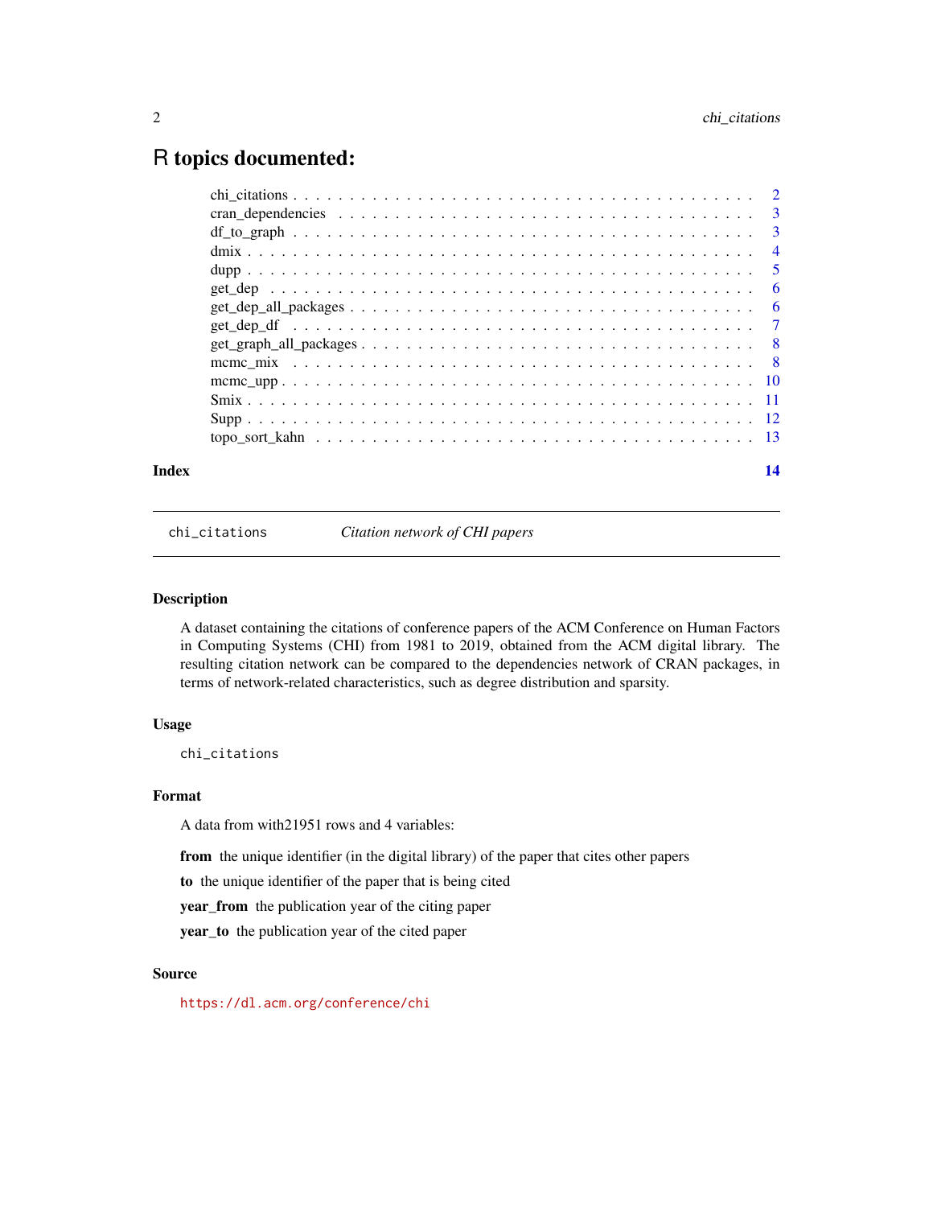# R topics documented:

| | |
|---|---|
| chi_citations | 2 |
| cran_dependencies | 3 |
| df_to_graph | 3 |
| dmix | 4 |
| dupp | 5 |
| get_dep | 6 |
| get_dep_all_packages | 6 |
| get_dep_df | 7 |
| get_graph_all_packages | 8 |
| mcmc_mix | 8 |
| mcmc_upp | 10 |
| Smix | 11 |
| Supp | 12 |
| topo_sort_kahn | 13 |

**Index** 14

---

`chi_citations` *Citation network of CHI papers*

---

## Description

A dataset containing the citations of conference papers of the ACM Conference on Human Factors in Computing Systems (CHI) from 1981 to 2019, obtained from the ACM digital library. The resulting citation network can be compared to the dependencies network of CRAN packages, in terms of network-related characteristics, such as degree distribution and sparsity.

## Usage

```
chi_citations
```

## Format

A data from with21951 rows and 4 variables:

**from** the unique identifier (in the digital library) of the paper that cites other papers

**to** the unique identifier of the paper that is being cited

**year_from** the publication year of the citing paper

**year_to** the publication year of the cited paper

## Source

https://dl.acm.org/conference/chi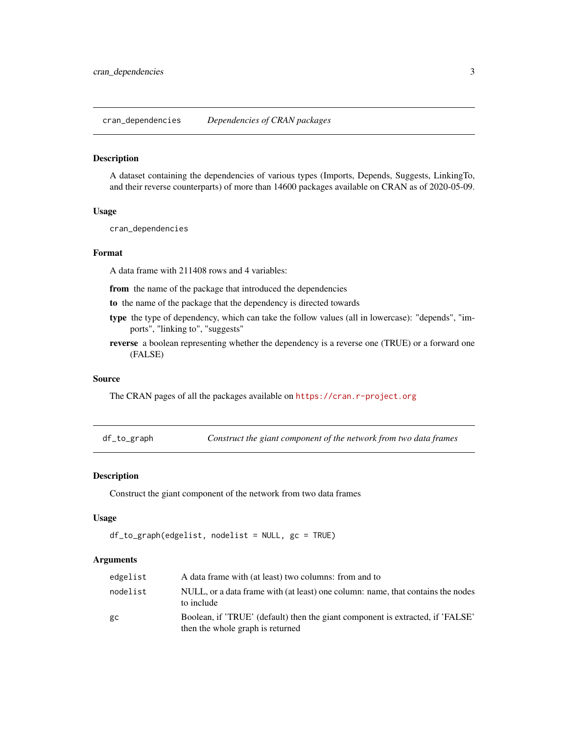## cran_dependencies — *Dependencies of CRAN packages*

### Description

A dataset containing the dependencies of various types (Imports, Depends, Suggests, LinkingTo, and their reverse counterparts) of more than 14600 packages available on CRAN as of 2020-05-09.

### Usage

```
cran_dependencies
```

### Format

A data frame with 211408 rows and 4 variables:

- **from** the name of the package that introduced the dependencies
- **to** the name of the package that the dependency is directed towards
- **type** the type of dependency, which can take the follow values (all in lowercase): "depends", "imports", "linking to", "suggests"
- **reverse** a boolean representing whether the dependency is a reverse one (TRUE) or a forward one (FALSE)

### Source

The CRAN pages of all the packages available on https://cran.r-project.org

## df_to_graph — *Construct the giant component of the network from two data frames*

### Description

Construct the giant component of the network from two data frames

### Usage

```
df_to_graph(edgelist, nodelist = NULL, gc = TRUE)
```

### Arguments

| | |
|---|---|
| edgelist | A data frame with (at least) two columns: from and to |
| nodelist | NULL, or a data frame with (at least) one column: name, that contains the nodes to include |
| gc | Boolean, if 'TRUE' (default) then the giant component is extracted, if 'FALSE' then the whole graph is returned |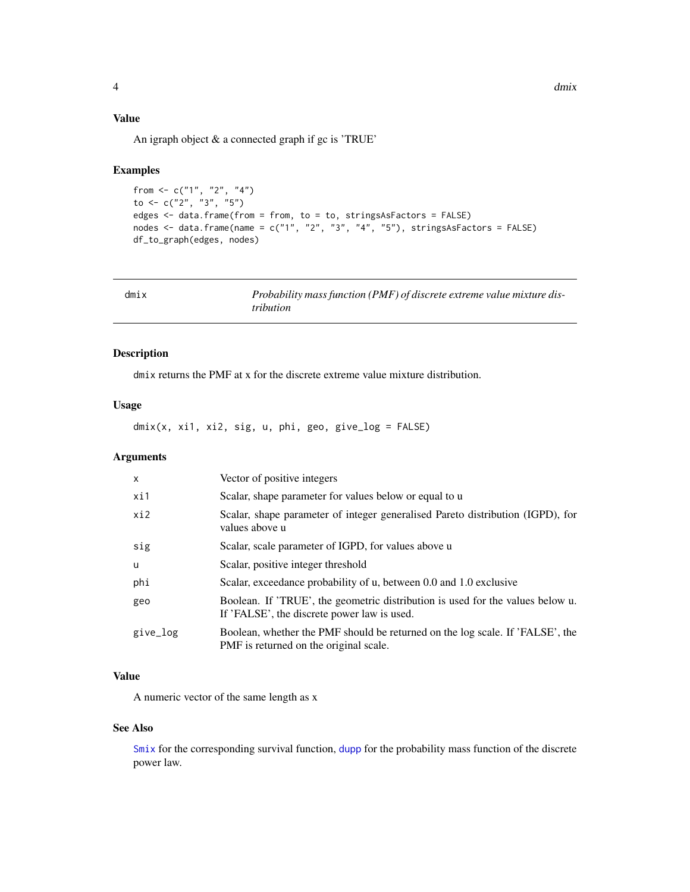## Value

An igraph object & a connected graph if gc is 'TRUE'

## Examples

```
from <- c("1", "2", "4")
to <- c("2", "3", "5")
edges <- data.frame(from = from, to = to, stringsAsFactors = FALSE)
nodes <- data.frame(name = c("1", "2", "3", "4", "5"), stringsAsFactors = FALSE)
df_to_graph(edges, nodes)
```

---

# dmix — *Probability mass function (PMF) of discrete extreme value mixture distribution*

## Description

dmix returns the PMF at x for the discrete extreme value mixture distribution.

## Usage

```
dmix(x, xi1, xi2, sig, u, phi, geo, give_log = FALSE)
```

## Arguments

| | |
|---|---|
| x | Vector of positive integers |
| xi1 | Scalar, shape parameter for values below or equal to u |
| xi2 | Scalar, shape parameter of integer generalised Pareto distribution (IGPD), for values above u |
| sig | Scalar, scale parameter of IGPD, for values above u |
| u | Scalar, positive integer threshold |
| phi | Scalar, exceedance probability of u, between 0.0 and 1.0 exclusive |
| geo | Boolean. If 'TRUE', the geometric distribution is used for the values below u. If 'FALSE', the discrete power law is used. |
| give_log | Boolean, whether the PMF should be returned on the log scale. If 'FALSE', the PMF is returned on the original scale. |

## Value

A numeric vector of the same length as x

## See Also

Smix for the corresponding survival function, dupp for the probability mass function of the discrete power law.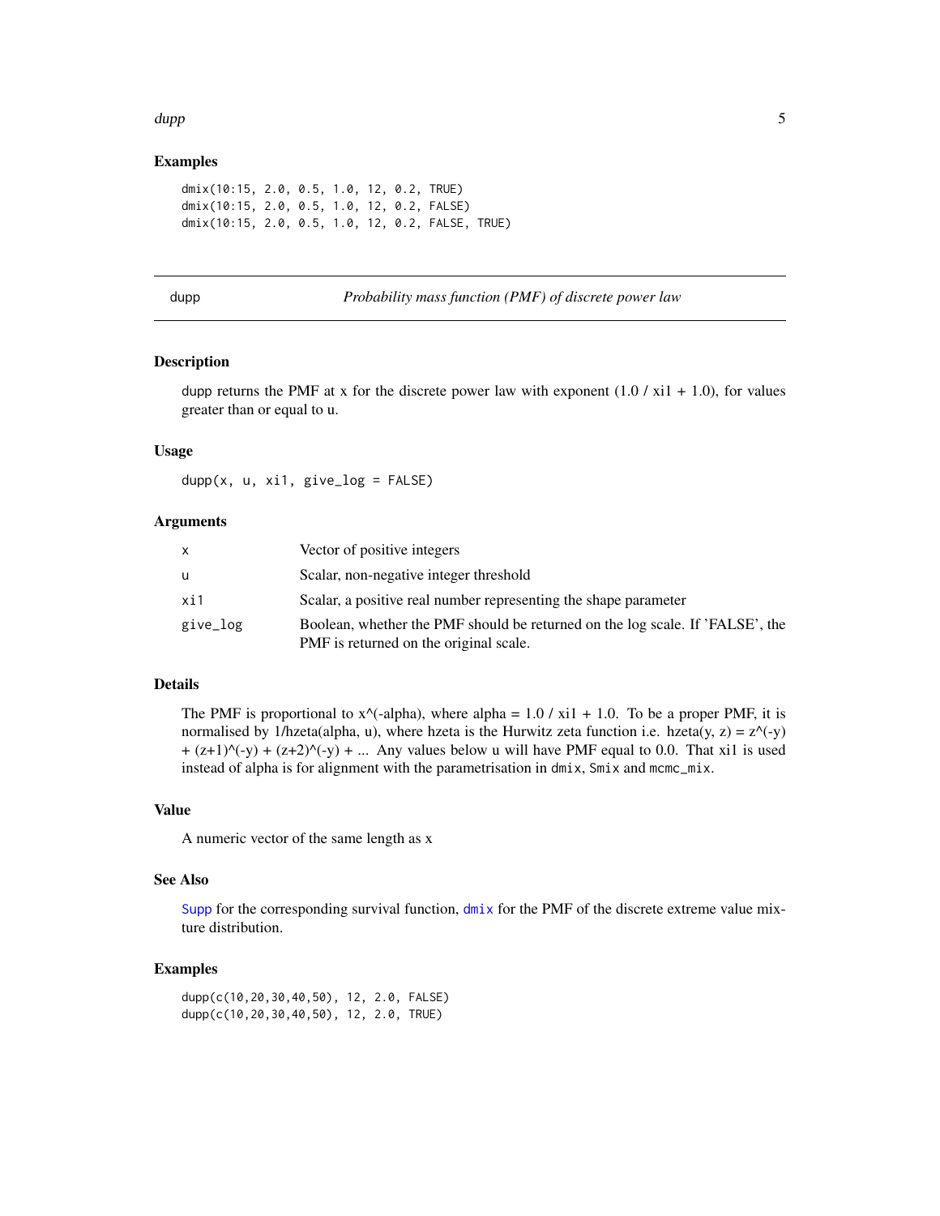## Examples

```
dmix(10:15, 2.0, 0.5, 1.0, 12, 0.2, TRUE)
dmix(10:15, 2.0, 0.5, 1.0, 12, 0.2, FALSE)
dmix(10:15, 2.0, 0.5, 1.0, 12, 0.2, FALSE, TRUE)
```

---

# dupp — *Probability mass function (PMF) of discrete power law*

## Description

dupp returns the PMF at x for the discrete power law with exponent (1.0 / xi1 + 1.0), for values greater than or equal to u.

## Usage

```
dupp(x, u, xi1, give_log = FALSE)
```

## Arguments

| | |
|---|---|
| x | Vector of positive integers |
| u | Scalar, non-negative integer threshold |
| xi1 | Scalar, a positive real number representing the shape parameter |
| give_log | Boolean, whether the PMF should be returned on the log scale. If 'FALSE', the PMF is returned on the original scale. |

## Details

The PMF is proportional to x^(-alpha), where alpha = 1.0 / xi1 + 1.0. To be a proper PMF, it is normalised by 1/hzeta(alpha, u), where hzeta is the Hurwitz zeta function i.e. hzeta(y, z) = z^(-y) + (z+1)^(-y) + (z+2)^(-y) + ... Any values below u will have PMF equal to 0.0. That xi1 is used instead of alpha is for alignment with the parametrisation in `dmix`, `Smix` and `mcmc_mix`.

## Value

A numeric vector of the same length as x

## See Also

`Supp` for the corresponding survival function, `dmix` for the PMF of the discrete extreme value mixture distribution.

## Examples

```
dupp(c(10,20,30,40,50), 12, 2.0, FALSE)
dupp(c(10,20,30,40,50), 12, 2.0, TRUE)
```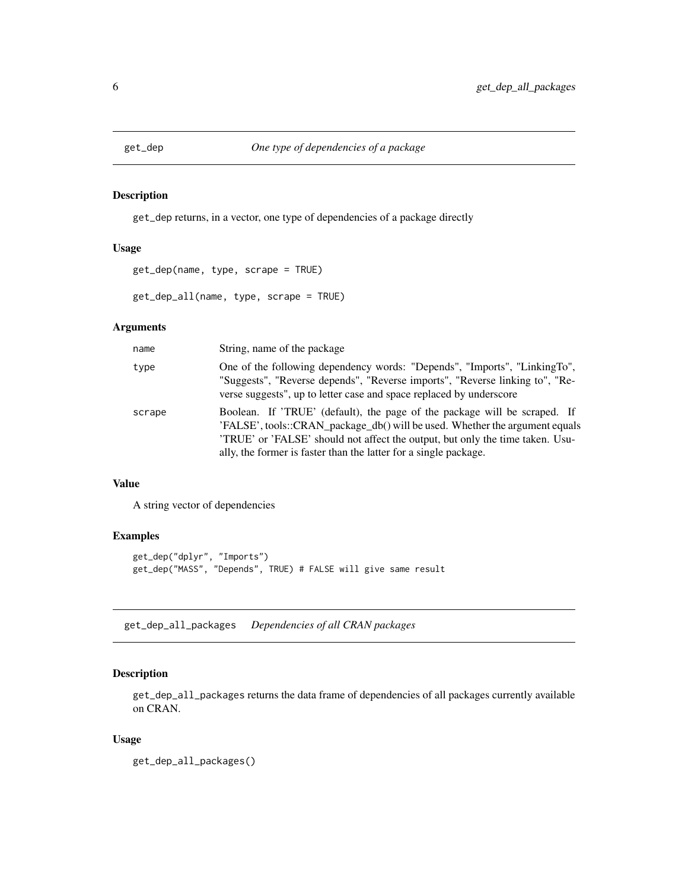## get_dep — *One type of dependencies of a package*

### Description

get_dep returns, in a vector, one type of dependencies of a package directly

### Usage

```
get_dep(name, type, scrape = TRUE)

get_dep_all(name, type, scrape = TRUE)
```

### Arguments

| | |
|---|---|
| name | String, name of the package |
| type | One of the following dependency words: "Depends", "Imports", "LinkingTo", "Suggests", "Reverse depends", "Reverse imports", "Reverse linking to", "Reverse suggests", up to letter case and space replaced by underscore |
| scrape | Boolean. If 'TRUE' (default), the page of the package will be scraped. If 'FALSE', tools::CRAN_package_db() will be used. Whether the argument equals 'TRUE' or 'FALSE' should not affect the output, but only the time taken. Usually, the former is faster than the latter for a single package. |

### Value

A string vector of dependencies

### Examples

```
get_dep("dplyr", "Imports")
get_dep("MASS", "Depends", TRUE) # FALSE will give same result
```

## get_dep_all_packages — *Dependencies of all CRAN packages*

### Description

get_dep_all_packages returns the data frame of dependencies of all packages currently available on CRAN.

### Usage

```
get_dep_all_packages()
```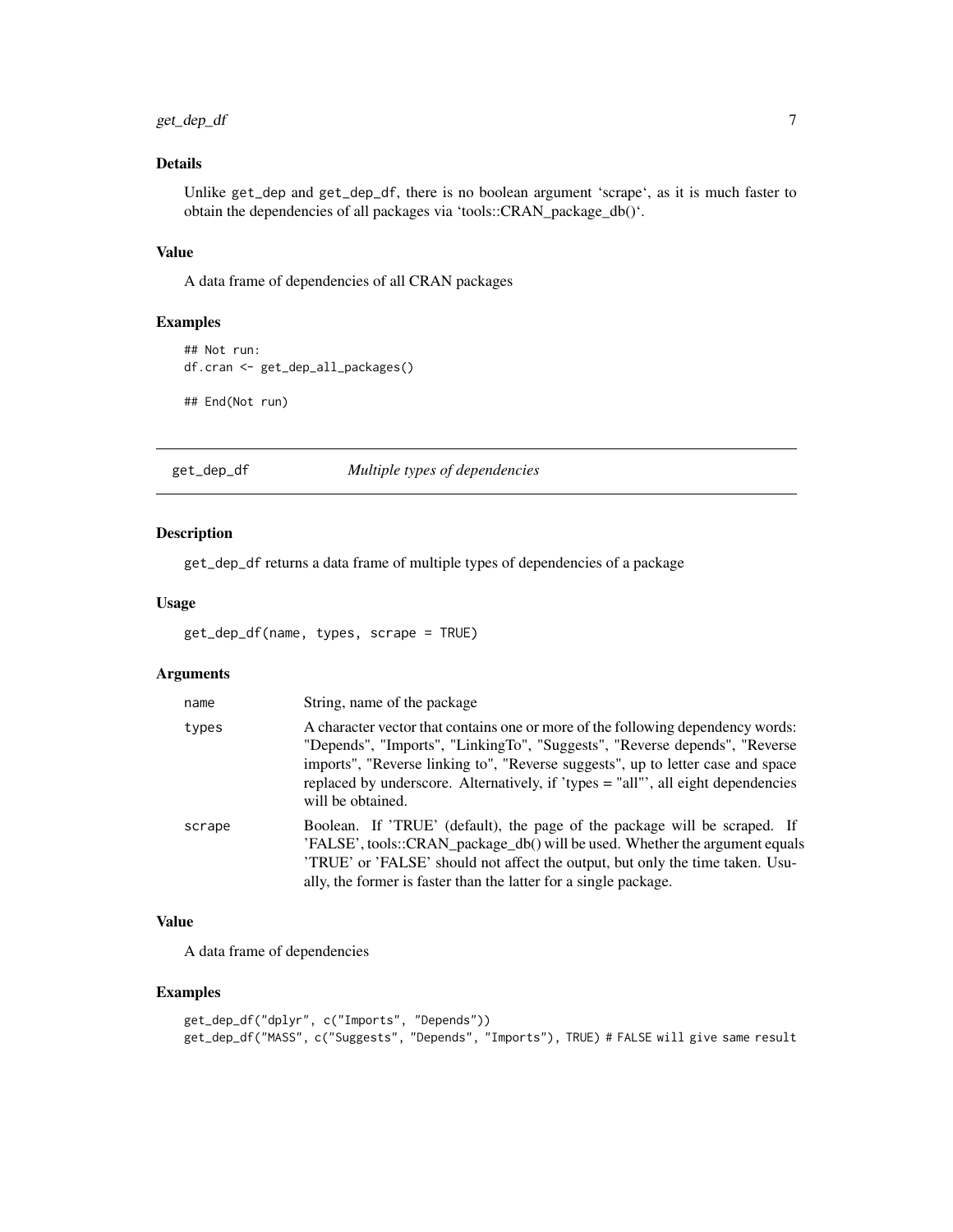### Details

Unlike get_dep and get_dep_df, there is no boolean argument 'scrape', as it is much faster to obtain the dependencies of all packages via 'tools::CRAN_package_db()'.

### Value

A data frame of dependencies of all CRAN packages

### Examples

```
## Not run:
df.cran <- get_dep_all_packages()

## End(Not run)
```

---

## get_dep_df — *Multiple types of dependencies*

### Description

get_dep_df returns a data frame of multiple types of dependencies of a package

### Usage

```
get_dep_df(name, types, scrape = TRUE)
```

### Arguments

| | |
|---|---|
| name | String, name of the package |
| types | A character vector that contains one or more of the following dependency words: "Depends", "Imports", "LinkingTo", "Suggests", "Reverse depends", "Reverse imports", "Reverse linking to", "Reverse suggests", up to letter case and space replaced by underscore. Alternatively, if 'types = "all"', all eight dependencies will be obtained. |
| scrape | Boolean. If 'TRUE' (default), the page of the package will be scraped. If 'FALSE', tools::CRAN_package_db() will be used. Whether the argument equals 'TRUE' or 'FALSE' should not affect the output, but only the time taken. Usually, the former is faster than the latter for a single package. |

### Value

A data frame of dependencies

### Examples

```
get_dep_df("dplyr", c("Imports", "Depends"))
get_dep_df("MASS", c("Suggests", "Depends", "Imports"), TRUE) # FALSE will give same result
```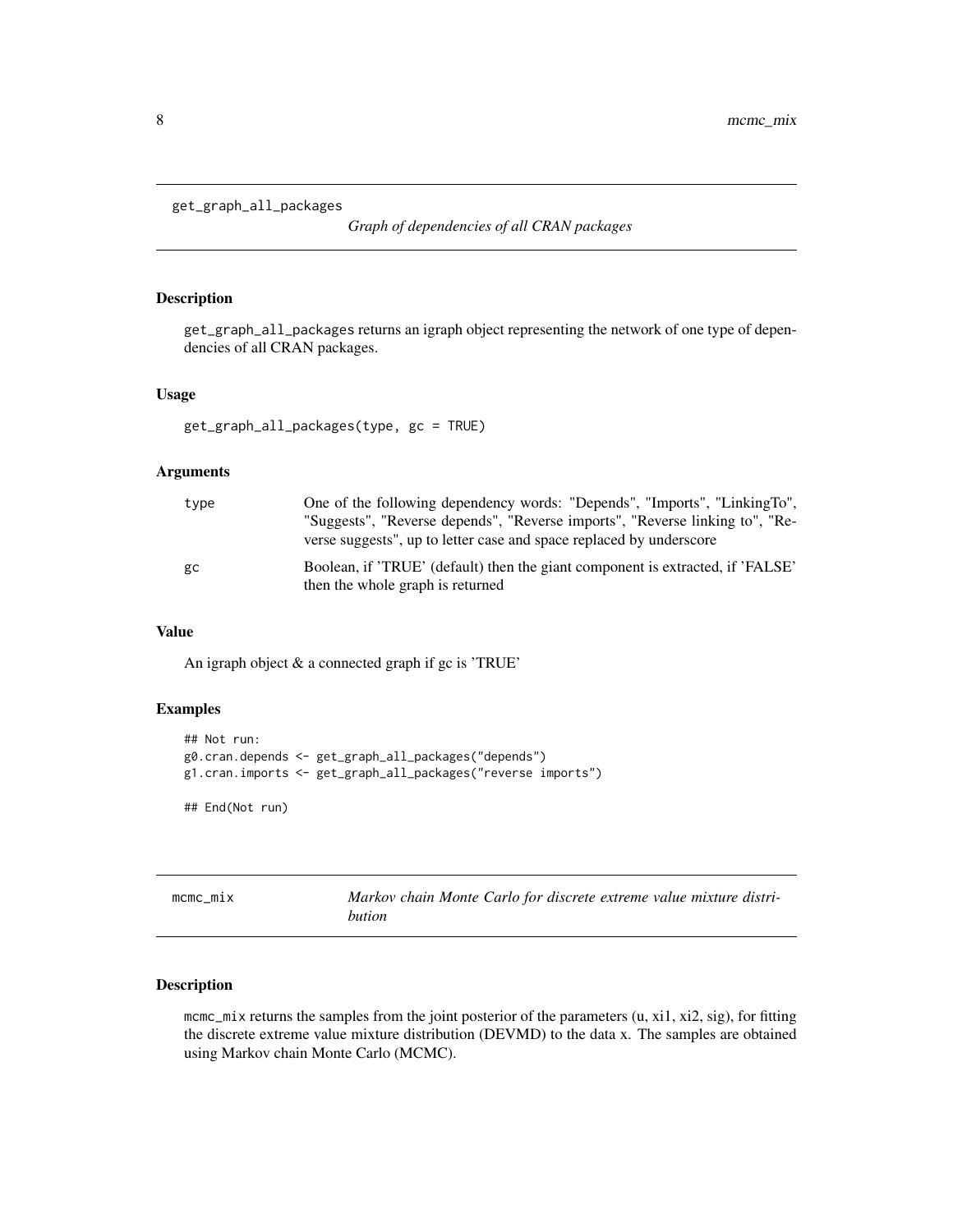## get_graph_all_packages

*Graph of dependencies of all CRAN packages*

### Description

get_graph_all_packages returns an igraph object representing the network of one type of dependencies of all CRAN packages.

### Usage

```
get_graph_all_packages(type, gc = TRUE)
```

### Arguments

| | |
|---|---|
| type | One of the following dependency words: "Depends", "Imports", "LinkingTo", "Suggests", "Reverse depends", "Reverse imports", "Reverse linking to", "Reverse suggests", up to letter case and space replaced by underscore |
| gc | Boolean, if 'TRUE' (default) then the giant component is extracted, if 'FALSE' then the whole graph is returned |

### Value

An igraph object & a connected graph if gc is 'TRUE'

### Examples

```
## Not run:
g0.cran.depends <- get_graph_all_packages("depends")
g1.cran.imports <- get_graph_all_packages("reverse imports")

## End(Not run)
```

## mcmc_mix

*Markov chain Monte Carlo for discrete extreme value mixture distribution*

### Description

mcmc_mix returns the samples from the joint posterior of the parameters (u, xi1, xi2, sig), for fitting the discrete extreme value mixture distribution (DEVMD) to the data x. The samples are obtained using Markov chain Monte Carlo (MCMC).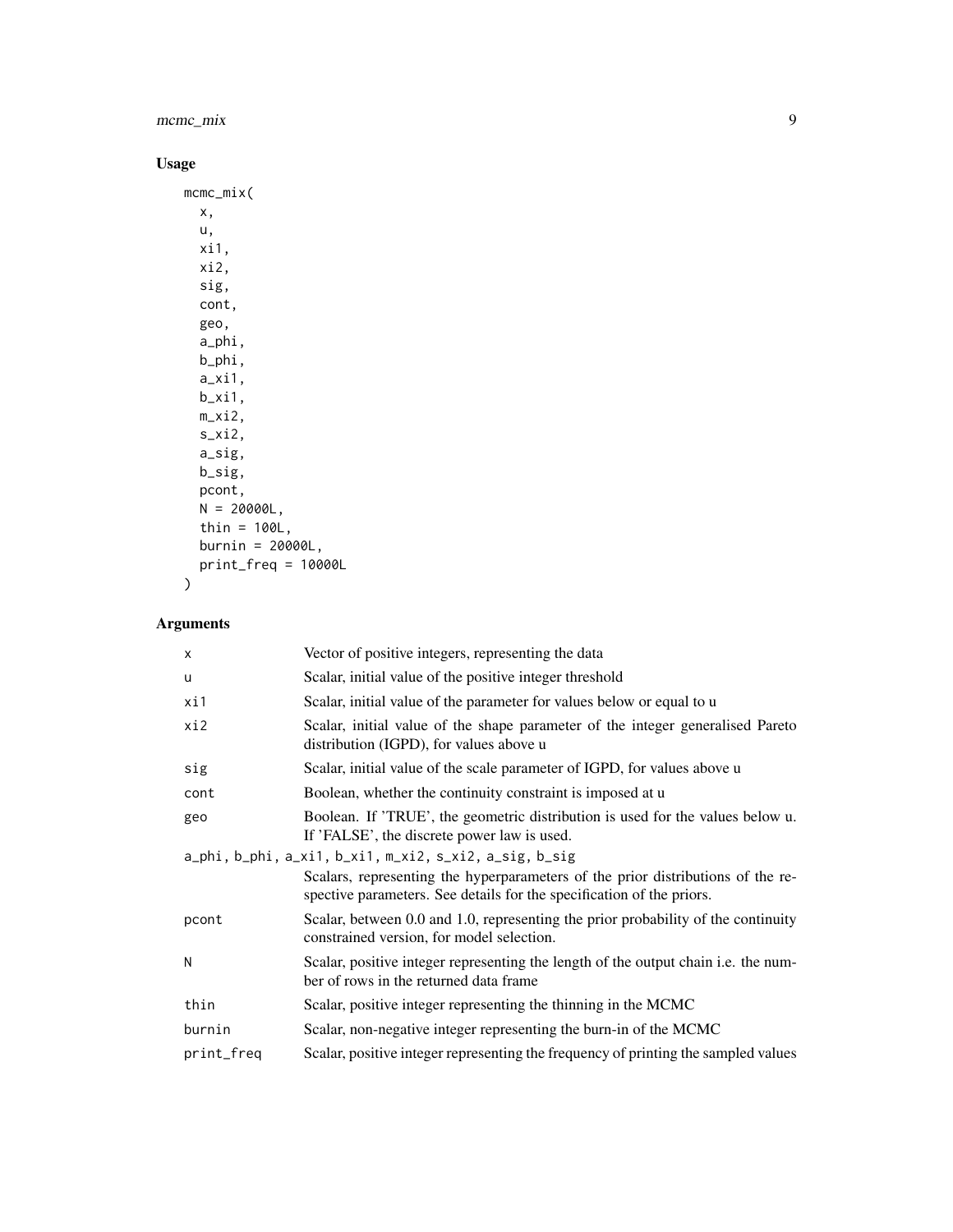## Usage

```
mcmc_mix(
  x,
  u,
  xi1,
  xi2,
  sig,
  cont,
  geo,
  a_phi,
  b_phi,
  a_xi1,
  b_xi1,
  m_xi2,
  s_xi2,
  a_sig,
  b_sig,
  pcont,
  N = 20000L,
  thin = 100L,
  burnin = 20000L,
  print_freq = 10000L
)
```

## Arguments

| Argument | Description |
|---|---|
| `x` | Vector of positive integers, representing the data |
| `u` | Scalar, initial value of the positive integer threshold |
| `xi1` | Scalar, initial value of the parameter for values below or equal to u |
| `xi2` | Scalar, initial value of the shape parameter of the integer generalised Pareto distribution (IGPD), for values above u |
| `sig` | Scalar, initial value of the scale parameter of IGPD, for values above u |
| `cont` | Boolean, whether the continuity constraint is imposed at u |
| `geo` | Boolean. If 'TRUE', the geometric distribution is used for the values below u. If 'FALSE', the discrete power law is used. |
| `a_phi, b_phi, a_xi1, b_xi1, m_xi2, s_xi2, a_sig, b_sig` | Scalars, representing the hyperparameters of the prior distributions of the respective parameters. See details for the specification of the priors. |
| `pcont` | Scalar, between 0.0 and 1.0, representing the prior probability of the continuity constrained version, for model selection. |
| `N` | Scalar, positive integer representing the length of the output chain i.e. the number of rows in the returned data frame |
| `thin` | Scalar, positive integer representing the thinning in the MCMC |
| `burnin` | Scalar, non-negative integer representing the burn-in of the MCMC |
| `print_freq` | Scalar, positive integer representing the frequency of printing the sampled values |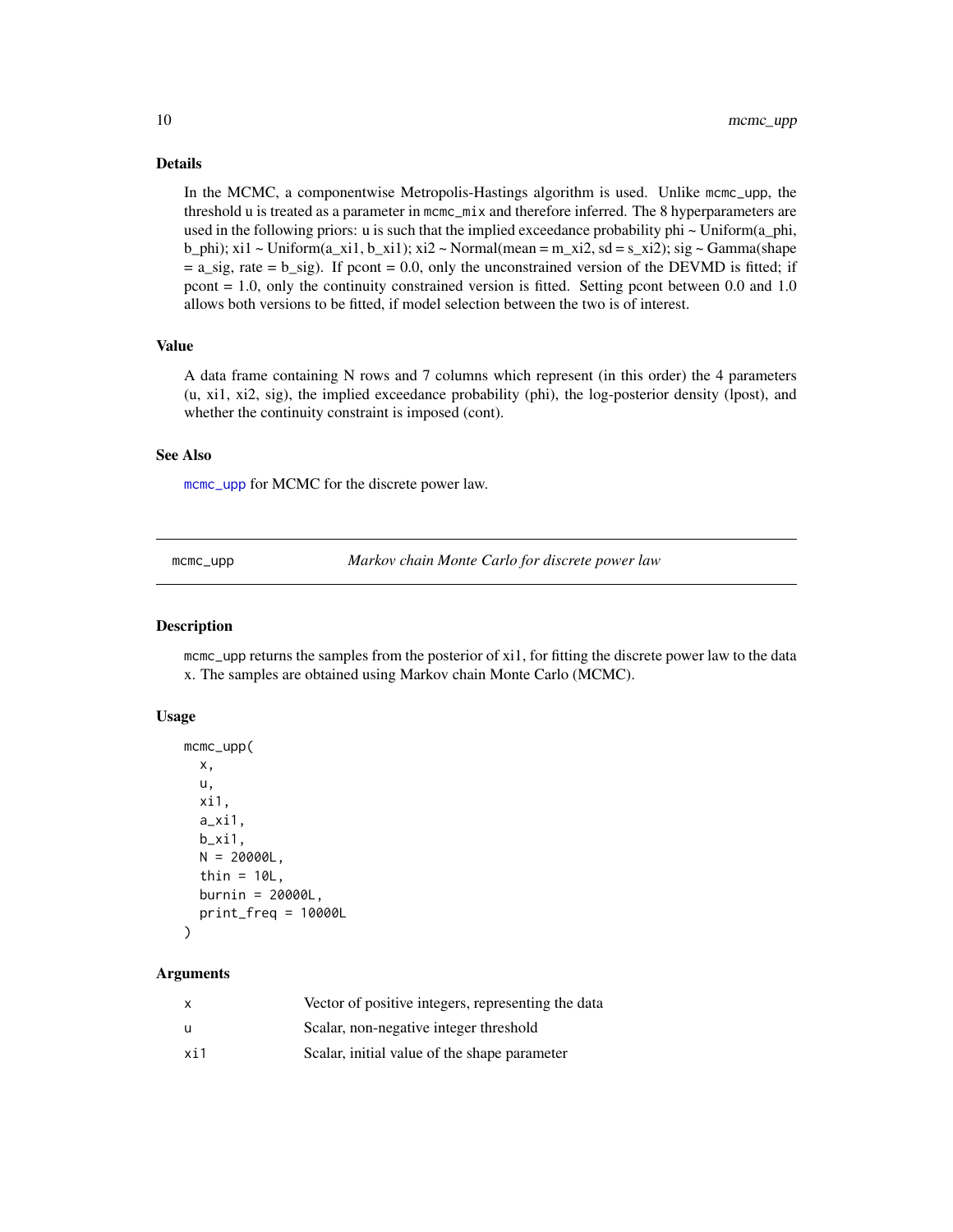## Details

In the MCMC, a componentwise Metropolis-Hastings algorithm is used. Unlike mcmc_upp, the threshold u is treated as a parameter in mcmc_mix and therefore inferred. The 8 hyperparameters are used in the following priors: u is such that the implied exceedance probability phi ~ Uniform(a_phi, b_phi); xi1 ~ Uniform(a_xi1, b_xi1); xi2 ~ Normal(mean = m_xi2, sd = s_xi2); sig ~ Gamma(shape = a_sig, rate = b_sig). If pcont = 0.0, only the unconstrained version of the DEVMD is fitted; if pcont = 1.0, only the continuity constrained version is fitted. Setting pcont between 0.0 and 1.0 allows both versions to be fitted, if model selection between the two is of interest.

## Value

A data frame containing N rows and 7 columns which represent (in this order) the 4 parameters (u, xi1, xi2, sig), the implied exceedance probability (phi), the log-posterior density (lpost), and whether the continuity constraint is imposed (cont).

## See Also

mcmc_upp for MCMC for the discrete power law.

---

# mcmc_upp — *Markov chain Monte Carlo for discrete power law*

## Description

mcmc_upp returns the samples from the posterior of xi1, for fitting the discrete power law to the data x. The samples are obtained using Markov chain Monte Carlo (MCMC).

## Usage

```
mcmc_upp(
  x,
  u,
  xi1,
  a_xi1,
  b_xi1,
  N = 20000L,
  thin = 10L,
  burnin = 20000L,
  print_freq = 10000L
)
```

## Arguments

| | |
|---|---|
| x | Vector of positive integers, representing the data |
| u | Scalar, non-negative integer threshold |
| xi1 | Scalar, initial value of the shape parameter |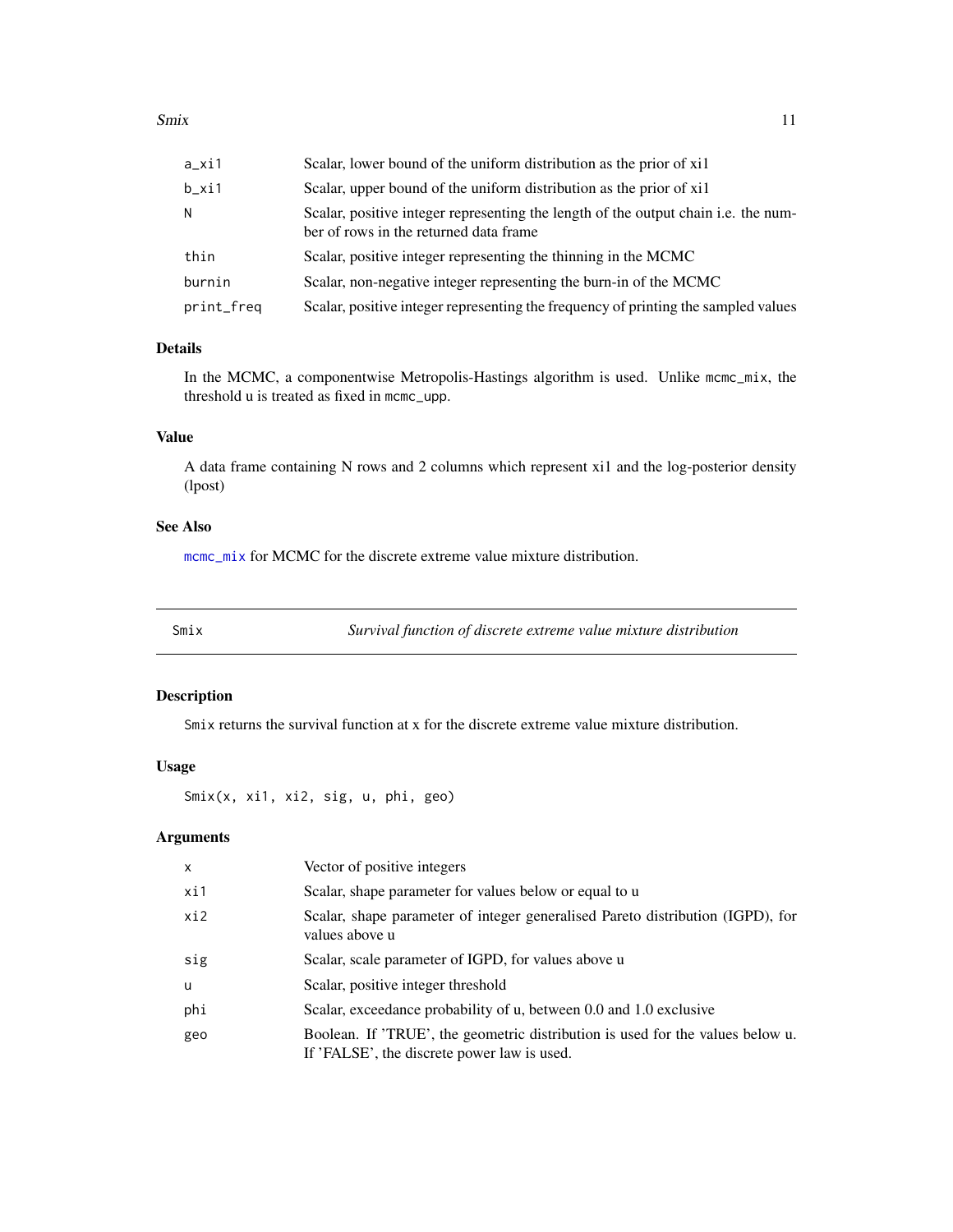| | |
|---|---|
| a_xi1 | Scalar, lower bound of the uniform distribution as the prior of xi1 |
| b_xi1 | Scalar, upper bound of the uniform distribution as the prior of xi1 |
| N | Scalar, positive integer representing the length of the output chain i.e. the number of rows in the returned data frame |
| thin | Scalar, positive integer representing the thinning in the MCMC |
| burnin | Scalar, non-negative integer representing the burn-in of the MCMC |
| print_freq | Scalar, positive integer representing the frequency of printing the sampled values |

### Details

In the MCMC, a componentwise Metropolis-Hastings algorithm is used. Unlike mcmc_mix, the threshold u is treated as fixed in mcmc_upp.

### Value

A data frame containing N rows and 2 columns which represent xi1 and the log-posterior density (lpost)

### See Also

mcmc_mix for MCMC for the discrete extreme value mixture distribution.

---

## Smix — *Survival function of discrete extreme value mixture distribution*

---

### Description

Smix returns the survival function at x for the discrete extreme value mixture distribution.

### Usage

```
Smix(x, xi1, xi2, sig, u, phi, geo)
```

### Arguments

| | |
|---|---|
| x | Vector of positive integers |
| xi1 | Scalar, shape parameter for values below or equal to u |
| xi2 | Scalar, shape parameter of integer generalised Pareto distribution (IGPD), for values above u |
| sig | Scalar, scale parameter of IGPD, for values above u |
| u | Scalar, positive integer threshold |
| phi | Scalar, exceedance probability of u, between 0.0 and 1.0 exclusive |
| geo | Boolean. If 'TRUE', the geometric distribution is used for the values below u. If 'FALSE', the discrete power law is used. |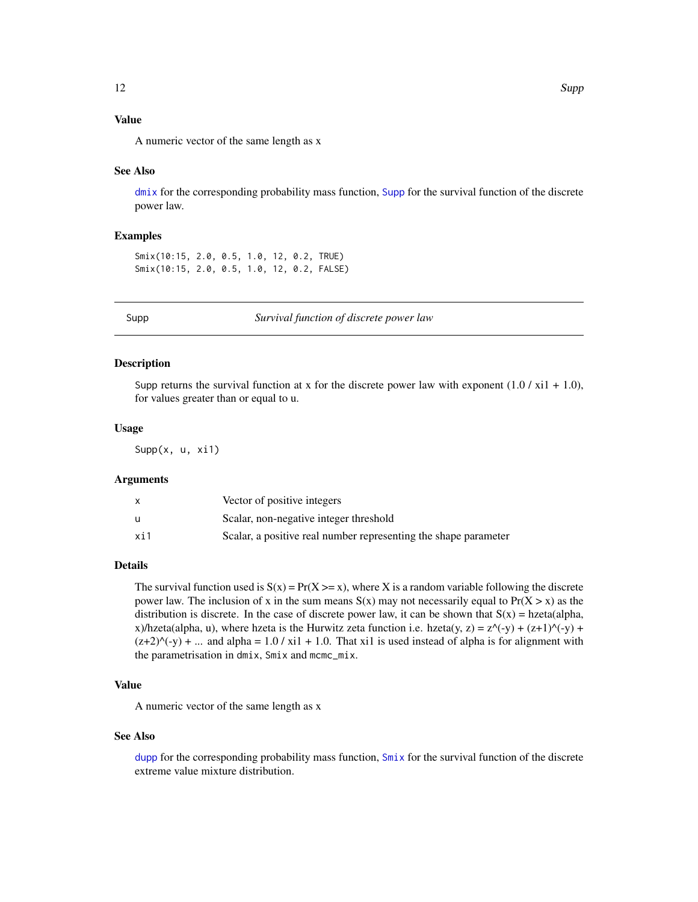### Value

A numeric vector of the same length as x

### See Also

dmix for the corresponding probability mass function, Supp for the survival function of the discrete power law.

### Examples

```
Smix(10:15, 2.0, 0.5, 1.0, 12, 0.2, TRUE)
Smix(10:15, 2.0, 0.5, 1.0, 12, 0.2, FALSE)
```

---

## Supp — *Survival function of discrete power law*

---

### Description

Supp returns the survival function at x for the discrete power law with exponent (1.0 / xi1 + 1.0), for values greater than or equal to u.

### Usage

```
Supp(x, u, xi1)
```

### Arguments

| | |
|---|---|
| x | Vector of positive integers |
| u | Scalar, non-negative integer threshold |
| xi1 | Scalar, a positive real number representing the shape parameter |

### Details

The survival function used is S(x) = Pr(X >= x), where X is a random variable following the discrete power law. The inclusion of x in the sum means S(x) may not necessarily equal to Pr(X > x) as the distribution is discrete. In the case of discrete power law, it can be shown that S(x) = hzeta(alpha, x)/hzeta(alpha, u), where hzeta is the Hurwitz zeta function i.e. hzeta(y, z) = z^(-y) + (z+1)^(-y) + (z+2)^(-y) + ... and alpha = 1.0 / xi1 + 1.0. That xi1 is used instead of alpha is for alignment with the parametrisation in `dmix`, `Smix` and `mcmc_mix`.

### Value

A numeric vector of the same length as x

### See Also

dupp for the corresponding probability mass function, Smix for the survival function of the discrete extreme value mixture distribution.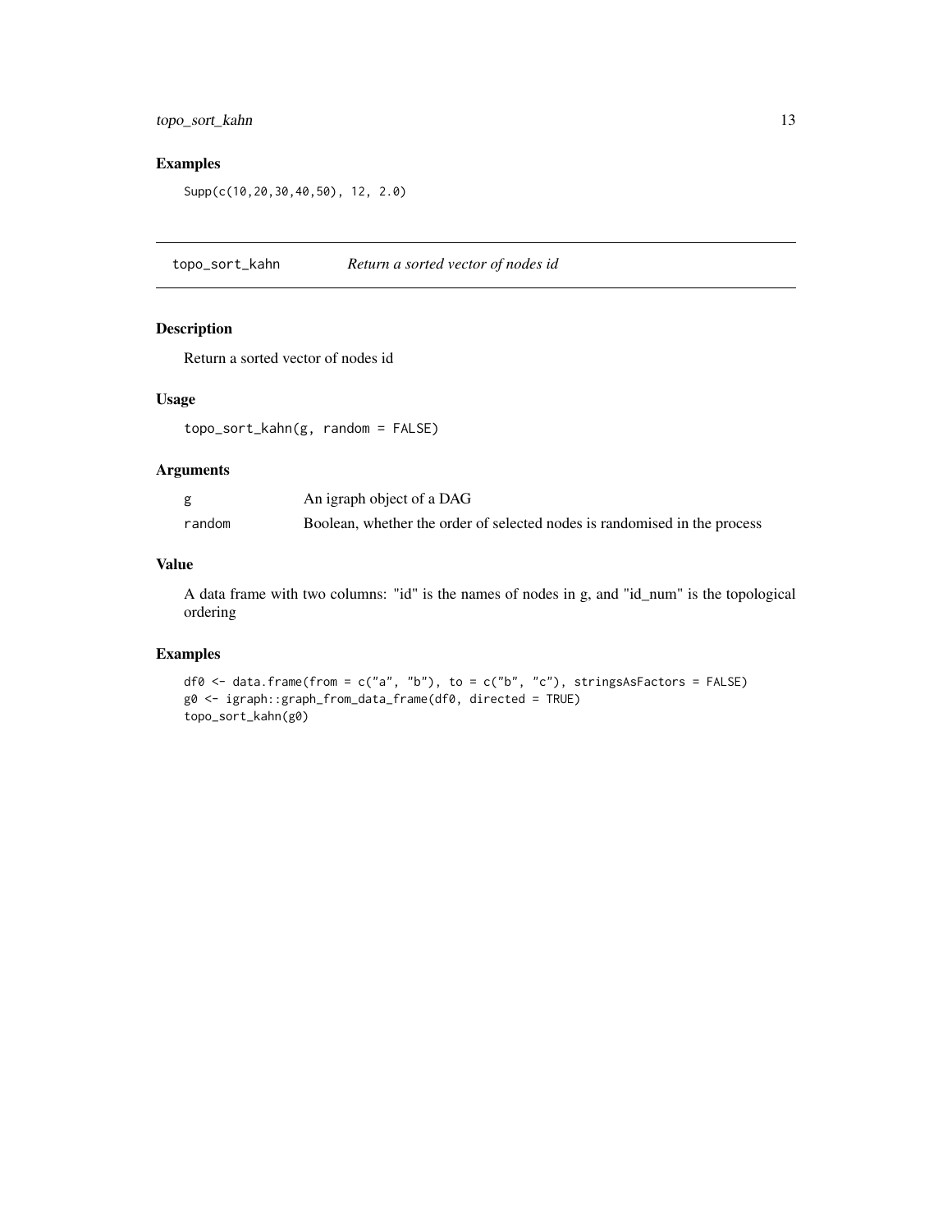## Examples

```
Supp(c(10,20,30,40,50), 12, 2.0)
```

---

## topo_sort_kahn *Return a sorted vector of nodes id*

### Description

Return a sorted vector of nodes id

### Usage

```
topo_sort_kahn(g, random = FALSE)
```

### Arguments

| | |
|---|---|
| g | An igraph object of a DAG |
| random | Boolean, whether the order of selected nodes is randomised in the process |

### Value

A data frame with two columns: "id" is the names of nodes in g, and "id_num" is the topological ordering

### Examples

```
df0 <- data.frame(from = c("a", "b"), to = c("b", "c"), stringsAsFactors = FALSE)
g0 <- igraph::graph_from_data_frame(df0, directed = TRUE)
topo_sort_kahn(g0)
```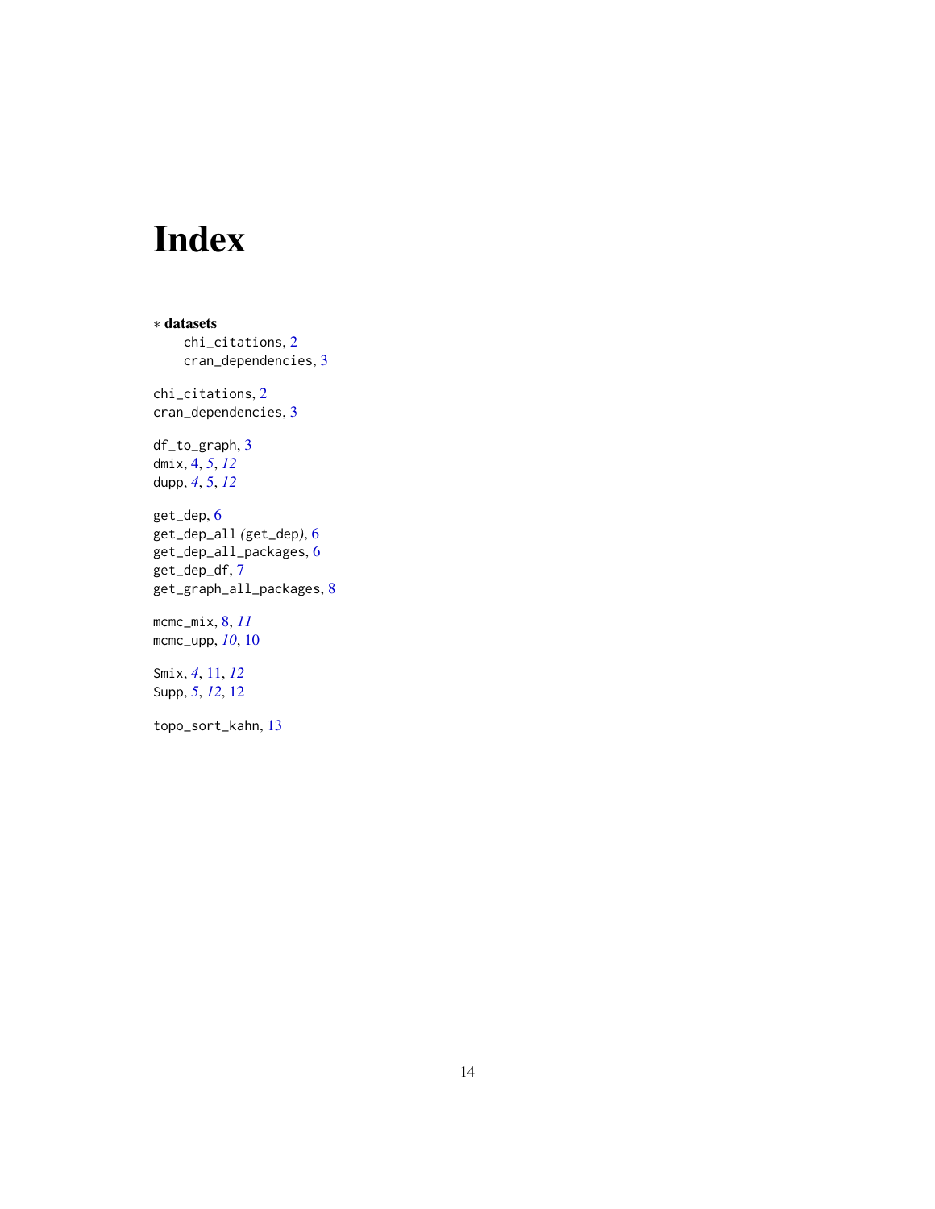# Index

∗ **datasets**

    chi_citations, 2
    cran_dependencies, 3

chi_citations, 2
cran_dependencies, 3

df_to_graph, 3
dmix, 4, *5*, *12*
dupp, *4*, 5, *12*

get_dep, 6
get_dep_all *(*get_dep*)*, 6
get_dep_all_packages, 6
get_dep_df, 7
get_graph_all_packages, 8

mcmc_mix, 8, *11*
mcmc_upp, *10*, 10

Smix, *4*, 11, *12*
Supp, *5*, *12*, 12

topo_sort_kahn, 13